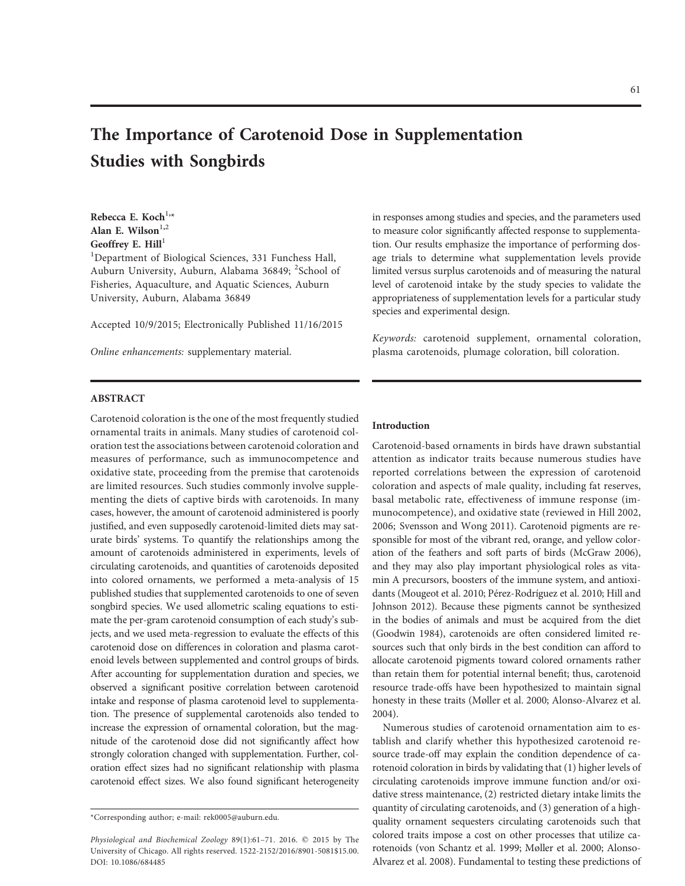# The Importance of Carotenoid Dose in Supplementation Studies with Songbirds

**Rebecca E. Koch**[1,*]
**Alan E. Wilson**[1,2]
**Geoffrey E. Hill**[1]

[1]Department of Biological Sciences, 331 Funchess Hall, Auburn University, Auburn, Alabama 36849; [2]School of Fisheries, Aquaculture, and Aquatic Sciences, Auburn University, Auburn, Alabama 36849

Accepted 10/9/2015; Electronically Published 11/16/2015

*Online enhancements:* supplementary material.

## ABSTRACT

Carotenoid coloration is the one of the most frequently studied ornamental traits in animals. Many studies of carotenoid coloration test the associations between carotenoid coloration and measures of performance, such as immunocompetence and oxidative state, proceeding from the premise that carotenoids are limited resources. Such studies commonly involve supplementing the diets of captive birds with carotenoids. In many cases, however, the amount of carotenoid administered is poorly justified, and even supposedly carotenoid-limited diets may saturate birds' systems. To quantify the relationships among the amount of carotenoids administered in experiments, levels of circulating carotenoids, and quantities of carotenoids deposited into colored ornaments, we performed a meta-analysis of 15 published studies that supplemented carotenoids to one of seven songbird species. We used allometric scaling equations to estimate the per-gram carotenoid consumption of each study's subjects, and we used meta-regression to evaluate the effects of this carotenoid dose on differences in coloration and plasma carotenoid levels between supplemented and control groups of birds. After accounting for supplementation duration and species, we observed a significant positive correlation between carotenoid intake and response of plasma carotenoid level to supplementation. The presence of supplemental carotenoids also tended to increase the expression of ornamental coloration, but the magnitude of the carotenoid dose did not significantly affect how strongly coloration changed with supplementation. Further, coloration effect sizes had no significant relationship with plasma carotenoid effect sizes. We also found significant heterogeneity in responses among studies and species, and the parameters used to measure color significantly affected response to supplementation. Our results emphasize the importance of performing dosage trials to determine what supplementation levels provide limited versus surplus carotenoids and of measuring the natural level of carotenoid intake by the study species to validate the appropriateness of supplementation levels for a particular study species and experimental design.

*Keywords:* carotenoid supplement, ornamental coloration, plasma carotenoids, plumage coloration, bill coloration.

*Corresponding author; e-mail: rek0005@auburn.edu.

*Physiological and Biochemical Zoology* 89(1):61–71. 2016. © 2015 by The University of Chicago. All rights reserved. 1522-2152/2016/8901-5081$15.00. DOI: 10.1086/684485

## Introduction

Carotenoid-based ornaments in birds have drawn substantial attention as indicator traits because numerous studies have reported correlations between the expression of carotenoid coloration and aspects of male quality, including fat reserves, basal metabolic rate, effectiveness of immune response (immunocompetence), and oxidative state (reviewed in Hill 2002, 2006; Svensson and Wong 2011). Carotenoid pigments are responsible for most of the vibrant red, orange, and yellow coloration of the feathers and soft parts of birds (McGraw 2006), and they may also play important physiological roles as vitamin A precursors, boosters of the immune system, and antioxidants (Mougeot et al. 2010; Pérez-Rodríguez et al. 2010; Hill and Johnson 2012). Because these pigments cannot be synthesized in the bodies of animals and must be acquired from the diet (Goodwin 1984), carotenoids are often considered limited resources such that only birds in the best condition can afford to allocate carotenoid pigments toward colored ornaments rather than retain them for potential internal benefit; thus, carotenoid resource trade-offs have been hypothesized to maintain signal honesty in these traits (Møller et al. 2000; Alonso-Alvarez et al. 2004).

Numerous studies of carotenoid ornamentation aim to establish and clarify whether this hypothesized carotenoid resource trade-off may explain the condition dependence of carotenoid coloration in birds by validating that (1) higher levels of circulating carotenoids improve immune function and/or oxidative stress maintenance, (2) restricted dietary intake limits the quantity of circulating carotenoids, and (3) generation of a high-quality ornament sequesters circulating carotenoids such that colored traits impose a cost on other processes that utilize carotenoids (von Schantz et al. 1999; Møller et al. 2000; Alonso-Alvarez et al. 2008). Fundamental to testing these predictions of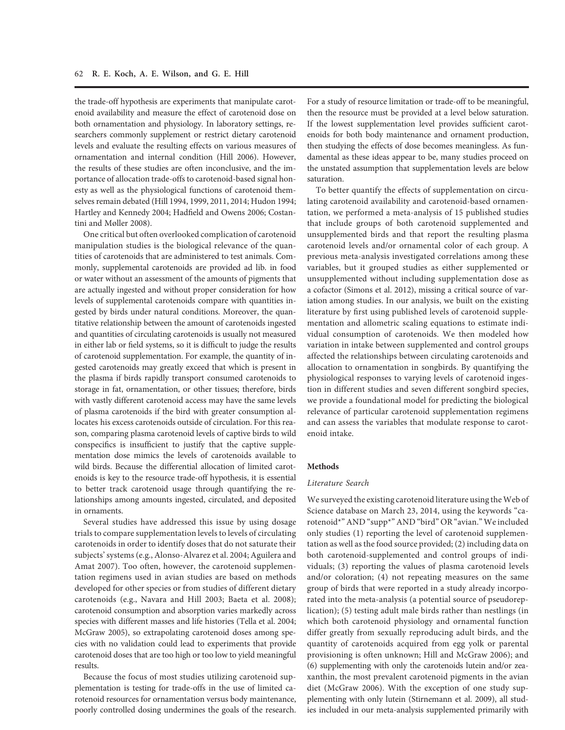the trade-off hypothesis are experiments that manipulate carotenoid availability and measure the effect of carotenoid dose on both ornamentation and physiology. In laboratory settings, researchers commonly supplement or restrict dietary carotenoid levels and evaluate the resulting effects on various measures of ornamentation and internal condition (Hill 2006). However, the results of these studies are often inconclusive, and the importance of allocation trade-offs to carotenoid-based signal honesty as well as the physiological functions of carotenoid themselves remain debated (Hill 1994, 1999, 2011, 2014; Hudon 1994; Hartley and Kennedy 2004; Hadfield and Owens 2006; Costantini and Møller 2008).

One critical but often overlooked complication of carotenoid manipulation studies is the biological relevance of the quantities of carotenoids that are administered to test animals. Commonly, supplemental carotenoids are provided ad lib. in food or water without an assessment of the amounts of pigments that are actually ingested and without proper consideration for how levels of supplemental carotenoids compare with quantities ingested by birds under natural conditions. Moreover, the quantitative relationship between the amount of carotenoids ingested and quantities of circulating carotenoids is usually not measured in either lab or field systems, so it is difficult to judge the results of carotenoid supplementation. For example, the quantity of ingested carotenoids may greatly exceed that which is present in the plasma if birds rapidly transport consumed carotenoids to storage in fat, ornamentation, or other tissues; therefore, birds with vastly different carotenoid access may have the same levels of plasma carotenoids if the bird with greater consumption allocates his excess carotenoids outside of circulation. For this reason, comparing plasma carotenoid levels of captive birds to wild conspecifics is insufficient to justify that the captive supplementation dose mimics the levels of carotenoids available to wild birds. Because the differential allocation of limited carotenoids is key to the resource trade-off hypothesis, it is essential to better track carotenoid usage through quantifying the relationships among amounts ingested, circulated, and deposited in ornaments.

Several studies have addressed this issue by using dosage trials to compare supplementation levels to levels of circulating carotenoids in order to identify doses that do not saturate their subjects' systems (e.g., Alonso-Alvarez et al. 2004; Aguilera and Amat 2007). Too often, however, the carotenoid supplementation regimens used in avian studies are based on methods developed for other species or from studies of different dietary carotenoids (e.g., Navara and Hill 2003; Baeta et al. 2008); carotenoid consumption and absorption varies markedly across species with different masses and life histories (Tella et al. 2004; McGraw 2005), so extrapolating carotenoid doses among species with no validation could lead to experiments that provide carotenoid doses that are too high or too low to yield meaningful results.

Because the focus of most studies utilizing carotenoid supplementation is testing for trade-offs in the use of limited carotenoid resources for ornamentation versus body maintenance, poorly controlled dosing undermines the goals of the research. For a study of resource limitation or trade-off to be meaningful, then the resource must be provided at a level below saturation. If the lowest supplementation level provides sufficient carotenoids for both body maintenance and ornament production, then studying the effects of dose becomes meaningless. As fundamental as these ideas appear to be, many studies proceed on the unstated assumption that supplementation levels are below saturation.

To better quantify the effects of supplementation on circulating carotenoid availability and carotenoid-based ornamentation, we performed a meta-analysis of 15 published studies that include groups of both carotenoid supplemented and unsupplemented birds and that report the resulting plasma carotenoid levels and/or ornamental color of each group. A previous meta-analysis investigated correlations among these variables, but it grouped studies as either supplemented or unsupplemented without including supplementation dose as a cofactor (Simons et al. 2012), missing a critical source of variation among studies. In our analysis, we built on the existing literature by first using published levels of carotenoid supplementation and allometric scaling equations to estimate individual consumption of carotenoids. We then modeled how variation in intake between supplemented and control groups affected the relationships between circulating carotenoids and allocation to ornamentation in songbirds. By quantifying the physiological responses to varying levels of carotenoid ingestion in different studies and seven different songbird species, we provide a foundational model for predicting the biological relevance of particular carotenoid supplementation regimens and can assess the variables that modulate response to carotenoid intake.

## Methods

### *Literature Search*

We surveyed the existing carotenoid literature using the Web of Science database on March 23, 2014, using the keywords "carotenoid*" AND "supp*" AND "bird" OR "avian." We included only studies (1) reporting the level of carotenoid supplementation as well as the food source provided; (2) including data on both carotenoid-supplemented and control groups of individuals; (3) reporting the values of plasma carotenoid levels and/or coloration; (4) not repeating measures on the same group of birds that were reported in a study already incorporated into the meta-analysis (a potential source of pseudoreplication); (5) testing adult male birds rather than nestlings (in which both carotenoid physiology and ornamental function differ greatly from sexually reproducing adult birds, and the quantity of carotenoids acquired from egg yolk or parental provisioning is often unknown; Hill and McGraw 2006); and (6) supplementing with only the carotenoids lutein and/or zeaxanthin, the most prevalent carotenoid pigments in the avian diet (McGraw 2006). With the exception of one study supplementing with only lutein (Stirnemann et al. 2009), all studies included in our meta-analysis supplemented primarily with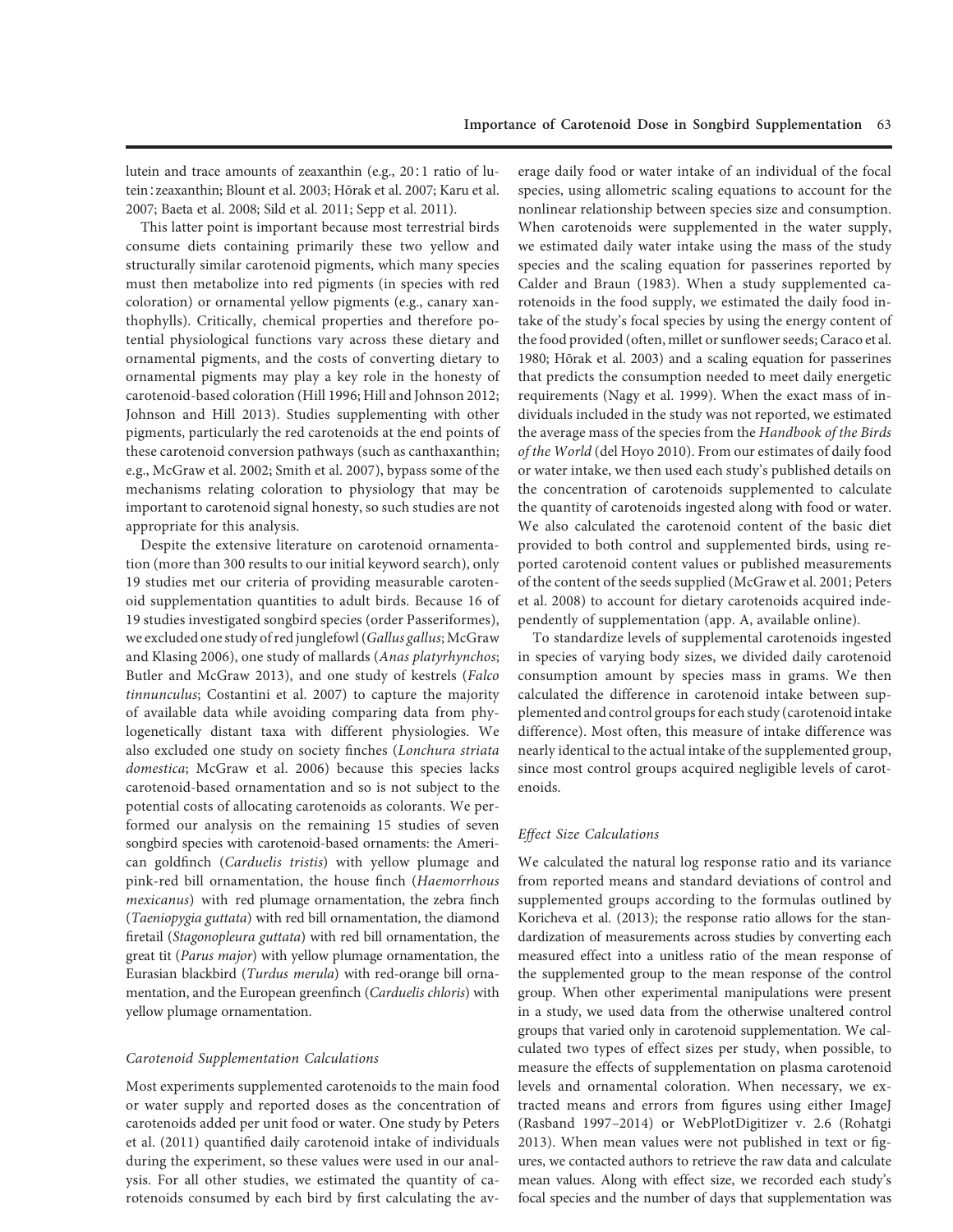lutein and trace amounts of zeaxanthin (e.g., 20 : 1 ratio of lutein : zeaxanthin; Blount et al. 2003; Hõrak et al. 2007; Karu et al. 2007; Baeta et al. 2008; Sild et al. 2011; Sepp et al. 2011).

This latter point is important because most terrestrial birds consume diets containing primarily these two yellow and structurally similar carotenoid pigments, which many species must then metabolize into red pigments (in species with red coloration) or ornamental yellow pigments (e.g., canary xanthophylls). Critically, chemical properties and therefore potential physiological functions vary across these dietary and ornamental pigments, and the costs of converting dietary to ornamental pigments may play a key role in the honesty of carotenoid-based coloration (Hill 1996; Hill and Johnson 2012; Johnson and Hill 2013). Studies supplementing with other pigments, particularly the red carotenoids at the end points of these carotenoid conversion pathways (such as canthaxanthin; e.g., McGraw et al. 2002; Smith et al. 2007), bypass some of the mechanisms relating coloration to physiology that may be important to carotenoid signal honesty, so such studies are not appropriate for this analysis.

Despite the extensive literature on carotenoid ornamentation (more than 300 results to our initial keyword search), only 19 studies met our criteria of providing measurable carotenoid supplementation quantities to adult birds. Because 16 of 19 studies investigated songbird species (order Passeriformes), we excluded one study of red junglefowl (*Gallus gallus*; McGraw and Klasing 2006), one study of mallards (*Anas platyrhynchos*; Butler and McGraw 2013), and one study of kestrels (*Falco tinnunculus*; Costantini et al. 2007) to capture the majority of available data while avoiding comparing data from phylogenetically distant taxa with different physiologies. We also excluded one study on society finches (*Lonchura striata domestica*; McGraw et al. 2006) because this species lacks carotenoid-based ornamentation and so is not subject to the potential costs of allocating carotenoids as colorants. We performed our analysis on the remaining 15 studies of seven songbird species with carotenoid-based ornaments: the American goldfinch (*Carduelis tristis*) with yellow plumage and pink-red bill ornamentation, the house finch (*Haemorrhous mexicanus*) with red plumage ornamentation, the zebra finch (*Taeniopygia guttata*) with red bill ornamentation, the diamond firetail (*Stagonopleura guttata*) with red bill ornamentation, the great tit (*Parus major*) with yellow plumage ornamentation, the Eurasian blackbird (*Turdus merula*) with red-orange bill ornamentation, and the European greenfinch (*Carduelis chloris*) with yellow plumage ornamentation.

### *Carotenoid Supplementation Calculations*

Most experiments supplemented carotenoids to the main food or water supply and reported doses as the concentration of carotenoids added per unit food or water. One study by Peters et al. (2011) quantified daily carotenoid intake of individuals during the experiment, so these values were used in our analysis. For all other studies, we estimated the quantity of carotenoids consumed by each bird by first calculating the average daily food or water intake of an individual of the focal species, using allometric scaling equations to account for the nonlinear relationship between species size and consumption. When carotenoids were supplemented in the water supply, we estimated daily water intake using the mass of the study species and the scaling equation for passerines reported by Calder and Braun (1983). When a study supplemented carotenoids in the food supply, we estimated the daily food intake of the study's focal species by using the energy content of the food provided (often, millet or sunflower seeds; Caraco et al. 1980; Hõrak et al. 2003) and a scaling equation for passerines that predicts the consumption needed to meet daily energetic requirements (Nagy et al. 1999). When the exact mass of individuals included in the study was not reported, we estimated the average mass of the species from the *Handbook of the Birds of the World* (del Hoyo 2010). From our estimates of daily food or water intake, we then used each study's published details on the concentration of carotenoids supplemented to calculate the quantity of carotenoids ingested along with food or water. We also calculated the carotenoid content of the basic diet provided to both control and supplemented birds, using reported carotenoid content values or published measurements of the content of the seeds supplied (McGraw et al. 2001; Peters et al. 2008) to account for dietary carotenoids acquired independently of supplementation (app. A, available online).

To standardize levels of supplemental carotenoids ingested in species of varying body sizes, we divided daily carotenoid consumption amount by species mass in grams. We then calculated the difference in carotenoid intake between supplemented and control groups for each study (carotenoid intake difference). Most often, this measure of intake difference was nearly identical to the actual intake of the supplemented group, since most control groups acquired negligible levels of carotenoids.

### *Effect Size Calculations*

We calculated the natural log response ratio and its variance from reported means and standard deviations of control and supplemented groups according to the formulas outlined by Koricheva et al. (2013); the response ratio allows for the standardization of measurements across studies by converting each measured effect into a unitless ratio of the mean response of the supplemented group to the mean response of the control group. When other experimental manipulations were present in a study, we used data from the otherwise unaltered control groups that varied only in carotenoid supplementation. We calculated two types of effect sizes per study, when possible, to measure the effects of supplementation on plasma carotenoid levels and ornamental coloration. When necessary, we extracted means and errors from figures using either ImageJ (Rasband 1997–2014) or WebPlotDigitizer v. 2.6 (Rohatgi 2013). When mean values were not published in text or figures, we contacted authors to retrieve the raw data and calculate mean values. Along with effect size, we recorded each study's focal species and the number of days that supplementation was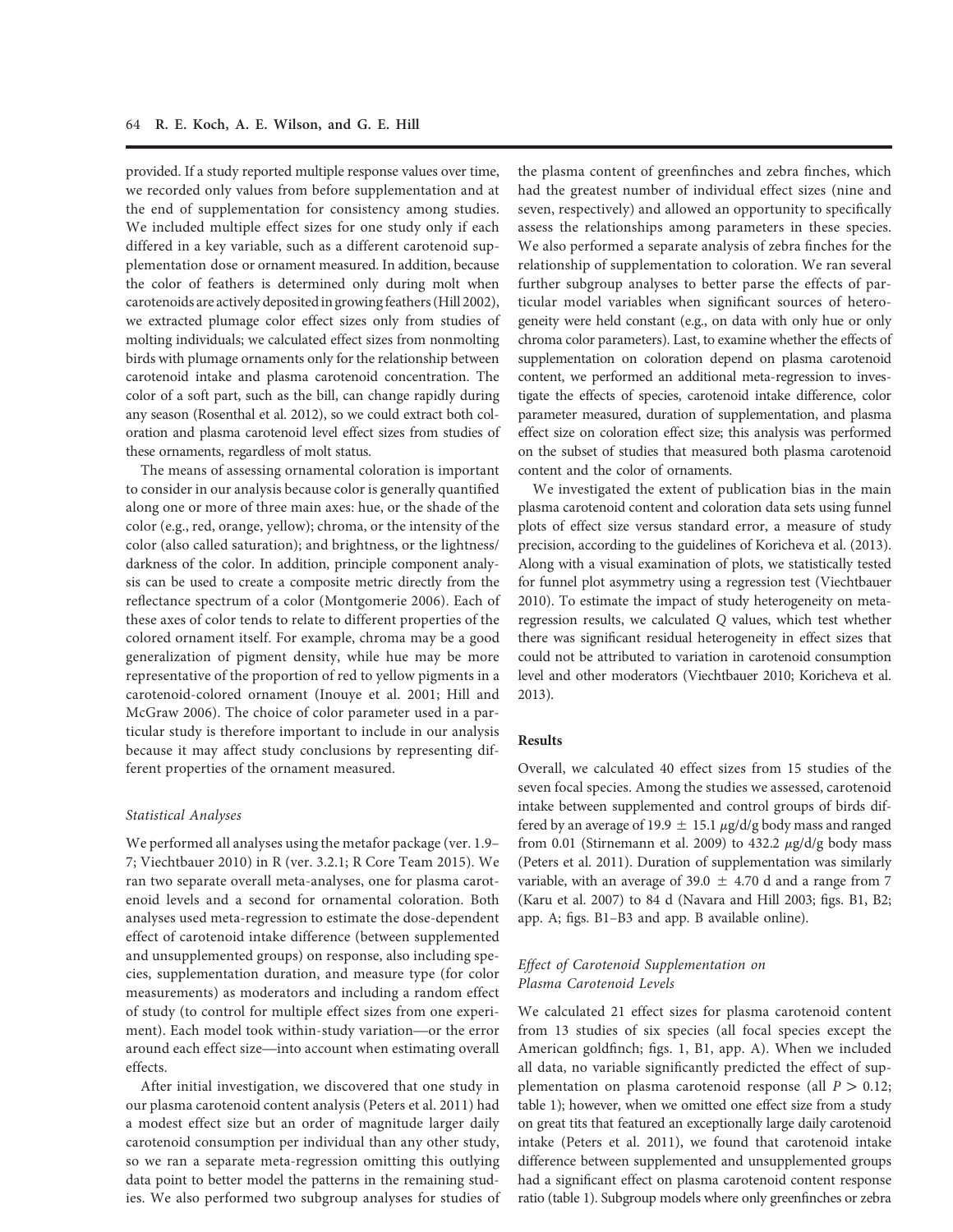provided. If a study reported multiple response values over time, we recorded only values from before supplementation and at the end of supplementation for consistency among studies. We included multiple effect sizes for one study only if each differed in a key variable, such as a different carotenoid supplementation dose or ornament measured. In addition, because the color of feathers is determined only during molt when carotenoids are actively deposited in growing feathers (Hill 2002), we extracted plumage color effect sizes only from studies of molting individuals; we calculated effect sizes from nonmolting birds with plumage ornaments only for the relationship between carotenoid intake and plasma carotenoid concentration. The color of a soft part, such as the bill, can change rapidly during any season (Rosenthal et al. 2012), so we could extract both coloration and plasma carotenoid level effect sizes from studies of these ornaments, regardless of molt status.

The means of assessing ornamental coloration is important to consider in our analysis because color is generally quantified along one or more of three main axes: hue, or the shade of the color (e.g., red, orange, yellow); chroma, or the intensity of the color (also called saturation); and brightness, or the lightness/darkness of the color. In addition, principle component analysis can be used to create a composite metric directly from the reflectance spectrum of a color (Montgomerie 2006). Each of these axes of color tends to relate to different properties of the colored ornament itself. For example, chroma may be a good generalization of pigment density, while hue may be more representative of the proportion of red to yellow pigments in a carotenoid-colored ornament (Inouye et al. 2001; Hill and McGraw 2006). The choice of color parameter used in a particular study is therefore important to include in our analysis because it may affect study conclusions by representing different properties of the ornament measured.

### *Statistical Analyses*

We performed all analyses using the metafor package (ver. 1.9–7; Viechtbauer 2010) in R (ver. 3.2.1; R Core Team 2015). We ran two separate overall meta-analyses, one for plasma carotenoid levels and a second for ornamental coloration. Both analyses used meta-regression to estimate the dose-dependent effect of carotenoid intake difference (between supplemented and unsupplemented groups) on response, also including species, supplementation duration, and measure type (for color measurements) as moderators and including a random effect of study (to control for multiple effect sizes from one experiment). Each model took within-study variation—or the error around each effect size—into account when estimating overall effects.

After initial investigation, we discovered that one study in our plasma carotenoid content analysis (Peters et al. 2011) had a modest effect size but an order of magnitude larger daily carotenoid consumption per individual than any other study, so we ran a separate meta-regression omitting this outlying data point to better model the patterns in the remaining studies. We also performed two subgroup analyses for studies of the plasma content of greenfinches and zebra finches, which had the greatest number of individual effect sizes (nine and seven, respectively) and allowed an opportunity to specifically assess the relationships among parameters in these species. We also performed a separate analysis of zebra finches for the relationship of supplementation to coloration. We ran several further subgroup analyses to better parse the effects of particular model variables when significant sources of heterogeneity were held constant (e.g., on data with only hue or only chroma color parameters). Last, to examine whether the effects of supplementation on coloration depend on plasma carotenoid content, we performed an additional meta-regression to investigate the effects of species, carotenoid intake difference, color parameter measured, duration of supplementation, and plasma effect size on coloration effect size; this analysis was performed on the subset of studies that measured both plasma carotenoid content and the color of ornaments.

We investigated the extent of publication bias in the main plasma carotenoid content and coloration data sets using funnel plots of effect size versus standard error, a measure of study precision, according to the guidelines of Koricheva et al. (2013). Along with a visual examination of plots, we statistically tested for funnel plot asymmetry using a regression test (Viechtbauer 2010). To estimate the impact of study heterogeneity on meta-regression results, we calculated $Q$ values, which test whether there was significant residual heterogeneity in effect sizes that could not be attributed to variation in carotenoid consumption level and other moderators (Viechtbauer 2010; Koricheva et al. 2013).

## Results

Overall, we calculated 40 effect sizes from 15 studies of the seven focal species. Among the studies we assessed, carotenoid intake between supplemented and control groups of birds differed by an average of $19.9 \pm 15.1$ μg/d/g body mass and ranged from 0.01 (Stirnemann et al. 2009) to 432.2 μg/d/g body mass (Peters et al. 2011). Duration of supplementation was similarly variable, with an average of $39.0 \pm 4.70$ d and a range from 7 (Karu et al. 2007) to 84 d (Navara and Hill 2003; figs. B1, B2; app. A; figs. B1–B3 and app. B available online).

### *Effect of Carotenoid Supplementation on Plasma Carotenoid Levels*

We calculated 21 effect sizes for plasma carotenoid content from 13 studies of six species (all focal species except the American goldfinch; figs. 1, B1, app. A). When we included all data, no variable significantly predicted the effect of supplementation on plasma carotenoid response (all $P > 0.12$; table 1); however, when we omitted one effect size from a study on great tits that featured an exceptionally large daily carotenoid intake (Peters et al. 2011), we found that carotenoid intake difference between supplemented and unsupplemented groups had a significant effect on plasma carotenoid content response ratio (table 1). Subgroup models where only greenfinches or zebra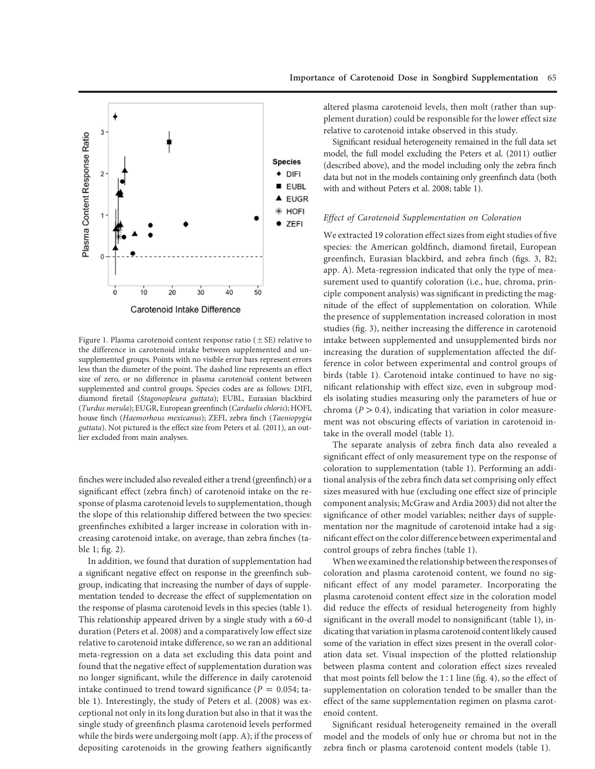Figure 1. Plasma carotenoid content response ratio (± SE) relative to the difference in carotenoid intake between supplemented and unsupplemented groups. Points with no visible error bars represent errors less than the diameter of the point. The dashed line represents an effect size of zero, or no difference in plasma carotenoid content between supplemented and control groups. Species codes are as follows: DIFI, diamond firetail (*Stagonopleura guttata*); EUBL, Eurasian blackbird (*Turdus merula*); EUGR, European greenfinch (*Carduelis chloris*); HOFI, house finch (*Haemorhous mexicanus*); ZEFI, zebra finch (*Taeniopygia guttata*). Not pictured is the effect size from Peters et al. (2011), an outlier excluded from main analyses.

finches were included also revealed either a trend (greenfinch) or a significant effect (zebra finch) of carotenoid intake on the response of plasma carotenoid levels to supplementation, though the slope of this relationship differed between the two species: greenfinches exhibited a larger increase in coloration with increasing carotenoid intake, on average, than zebra finches (table 1; fig. 2).

In addition, we found that duration of supplementation had a significant negative effect on response in the greenfinch subgroup, indicating that increasing the number of days of supplementation tended to decrease the effect of supplementation on the response of plasma carotenoid levels in this species (table 1). This relationship appeared driven by a single study with a 60-d duration (Peters et al. 2008) and a comparatively low effect size relative to carotenoid intake difference, so we ran an additional meta-regression on a data set excluding this data point and found that the negative effect of supplementation duration was no longer significant, while the difference in daily carotenoid intake continued to trend toward significance ($P = 0.054$; table 1). Interestingly, the study of Peters et al. (2008) was exceptional not only in its long duration but also in that it was the single study of greenfinch plasma carotenoid levels performed while the birds were undergoing molt (app. A); if the process of depositing carotenoids in the growing feathers significantly altered plasma carotenoid levels, then molt (rather than supplement duration) could be responsible for the lower effect size relative to carotenoid intake observed in this study.

Significant residual heterogeneity remained in the full data set model, the full model excluding the Peters et al. (2011) outlier (described above), and the model including only the zebra finch data but not in the models containing only greenfinch data (both with and without Peters et al. 2008; table 1).

### *Effect of Carotenoid Supplementation on Coloration*

We extracted 19 coloration effect sizes from eight studies of five species: the American goldfinch, diamond firetail, European greenfinch, Eurasian blackbird, and zebra finch (figs. 3, B2; app. A). Meta-regression indicated that only the type of measurement used to quantify coloration (i.e., hue, chroma, principle component analysis) was significant in predicting the magnitude of the effect of supplementation on coloration. While the presence of supplementation increased coloration in most studies (fig. 3), neither increasing the difference in carotenoid intake between supplemented and unsupplemented birds nor increasing the duration of supplementation affected the difference in color between experimental and control groups of birds (table 1). Carotenoid intake continued to have no significant relationship with effect size, even in subgroup models isolating studies measuring only the parameters of hue or chroma ($P > 0.4$), indicating that variation in color measurement was not obscuring effects of variation in carotenoid intake in the overall model (table 1).

The separate analysis of zebra finch data also revealed a significant effect of only measurement type on the response of coloration to supplementation (table 1). Performing an additional analysis of the zebra finch data set comprising only effect sizes measured with hue (excluding one effect size of principle component analysis; McGraw and Ardia 2003) did not alter the significance of other model variables; neither days of supplementation nor the magnitude of carotenoid intake had a significant effect on the color difference between experimental and control groups of zebra finches (table 1).

When we examined the relationship between the responses of coloration and plasma carotenoid content, we found no significant effect of any model parameter. Incorporating the plasma carotenoid content effect size in the coloration model did reduce the effects of residual heterogeneity from highly significant in the overall model to nonsignificant (table 1), indicating that variation in plasma carotenoid content likely caused some of the variation in effect sizes present in the overall coloration data set. Visual inspection of the plotted relationship between plasma content and coloration effect sizes revealed that most points fell below the 1 : 1 line (fig. 4), so the effect of supplementation on coloration tended to be smaller than the effect of the same supplementation regimen on plasma carotenoid content.

Significant residual heterogeneity remained in the overall model and the models of only hue or chroma but not in the zebra finch or plasma carotenoid content models (table 1).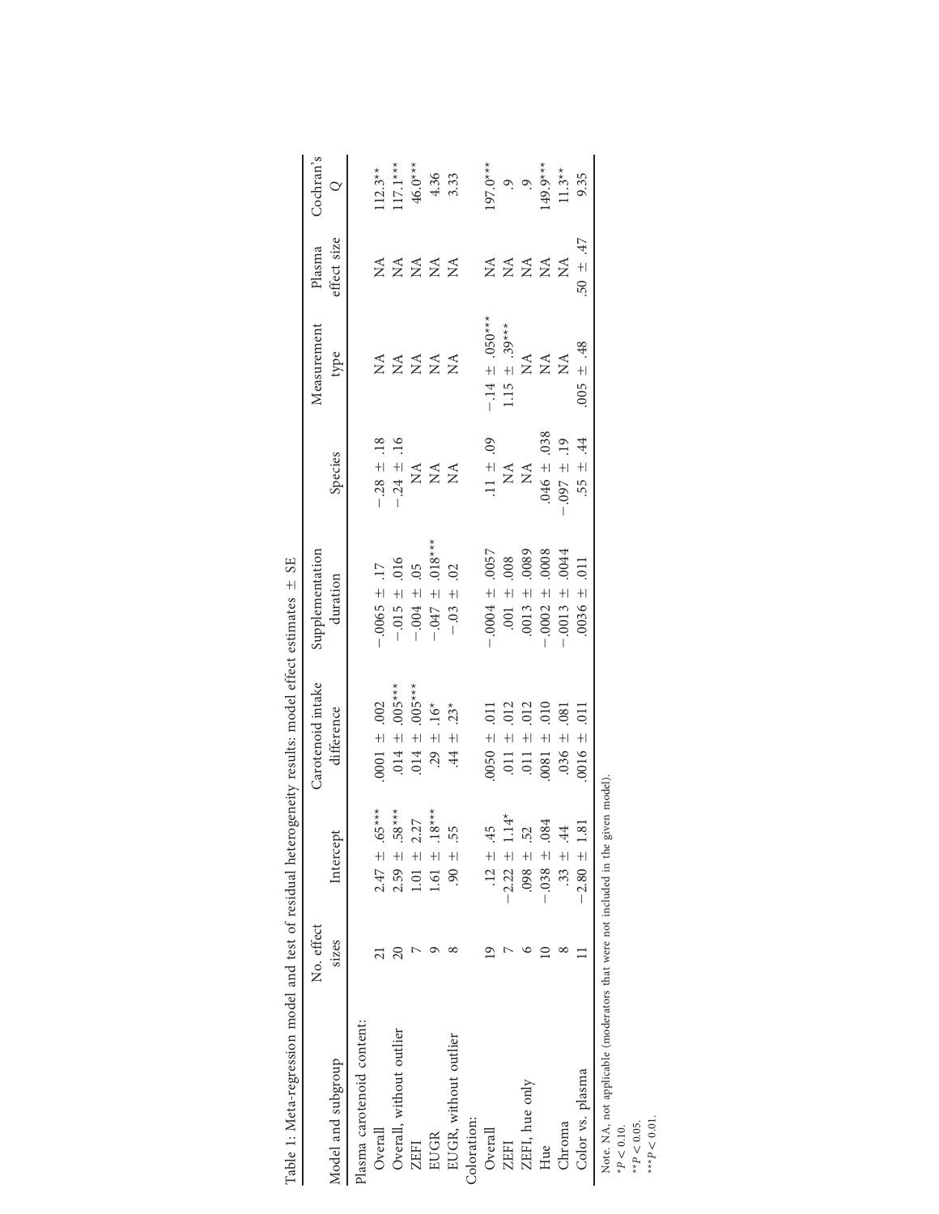Table 1: Meta-regression model and test of residual heterogeneity results: model effect estimates ± SE

| Model and subgroup | No. effect sizes | Intercept | Carotenoid intake difference | Supplementation duration | Species | Measurement type | Plasma effect size | Cochran's $Q$ |
|---|---|---|---|---|---|---|---|---|
| Plasma carotenoid content: | | | | | | | | |
| Overall | 21 | 2.47 ± .65*** | .0001 ± .002 | −.0065 ± .17 | −.28 ± .18 | NA | NA | 112.3** |
| Overall, without outlier | 20 | 2.59 ± .58*** | .014 ± .005*** | −.015 ± .016 | −.24 ± .16 | NA | NA | 117.1*** |
| ZEFI | 7 | 1.01 ± 2.27 | .014 ± .005*** | −.004 ± .05 | NA | NA | NA | 46.0*** |
| EUGR | 9 | 1.61 ± .18*** | .29 ± .16* | −.047 ± .018*** | NA | NA | NA | 4.36 |
| EUGR, without outlier | 8 | .90 ± .55 | .44 ± .23* | −.03 ± .02 | NA | NA | NA | 3.33 |
| Coloration: | | | | | | | | |
| Overall | 19 | .12 ± .45 | .0050 ± .011 | −.0004 ± .0057 | .11 ± .09 | −.14 ± .050*** | NA | 197.0*** |
| ZEFI | 7 | −2.22 ± 1.14* | .011 ± .012 | .001 ± .008 | NA | 1.15 ± .39*** | NA | .9 |
| ZEFI, hue only | 6 | .098 ± .52 | .011 ± .012 | .0013 ± .0089 | NA | NA | NA | .9 |
| Hue | 10 | −.038 ± .084 | .0081 ± .010 | −.0002 ± .0008 | .046 ± .038 | NA | NA | 149.9*** |
| Chroma | 8 | .33 ± .44 | .036 ± .081 | −.0013 ± .0044 | −.097 ± .19 | NA | NA | 11.3** |
| Color vs. plasma | 11 | −2.80 ± 1.81 | .0016 ± .011 | .0036 ± .011 | .55 ± .44 | .005 ± .48 | .50 ± .47 | 9.35 |

Note. NA, not applicable (moderators that were not included in the given model).
*$P < 0.10$.
**$P < 0.05$.
***$P < 0.01$.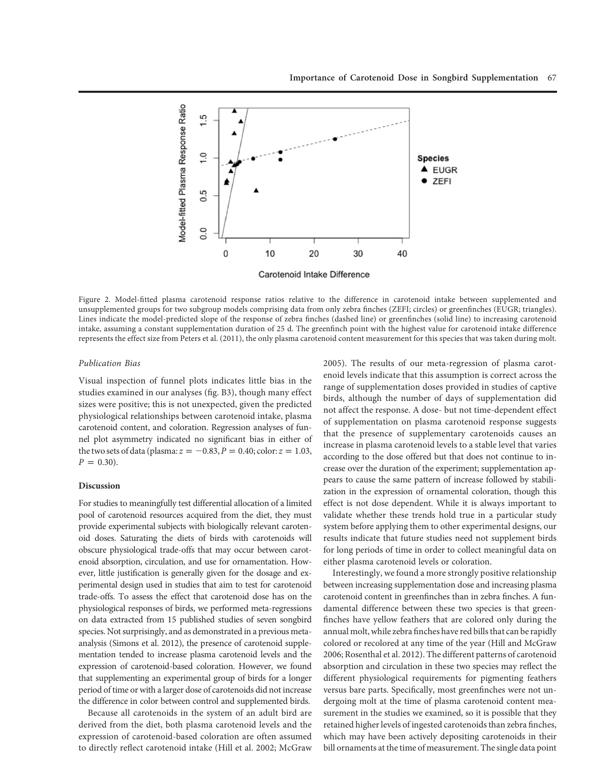Model-fitted Plasma Response Ratio

0.0 0.5 1.0 1.5

0 10 20 30 40

Carotenoid Intake Difference

Species
▲ EUGR
● ZEFI

Figure 2. Model-fitted plasma carotenoid response ratios relative to the difference in carotenoid intake between supplemented and unsupplemented groups for two subgroup models comprising data from only zebra finches (ZEFI; circles) or greenfinches (EUGR; triangles). Lines indicate the model-predicted slope of the response of zebra finches (dashed line) or greenfinches (solid line) to increasing carotenoid intake, assuming a constant supplementation duration of 25 d. The greenfinch point with the highest value for carotenoid intake difference represents the effect size from Peters et al. (2011), the only plasma carotenoid content measurement for this species that was taken during molt.

*Publication Bias*

Visual inspection of funnel plots indicates little bias in the studies examined in our analyses (fig. B3), though many effect sizes were positive; this is not unexpected, given the predicted physiological relationships between carotenoid intake, plasma carotenoid content, and coloration. Regression analyses of funnel plot asymmetry indicated no significant bias in either of the two sets of data (plasma: $z = -0.83$, $P = 0.40$; color: $z = 1.03$, $P = 0.30$).

## Discussion

For studies to meaningfully test differential allocation of a limited pool of carotenoid resources acquired from the diet, they must provide experimental subjects with biologically relevant carotenoid doses. Saturating the diets of birds with carotenoids will obscure physiological trade-offs that may occur between carotenoid absorption, circulation, and use for ornamentation. However, little justification is generally given for the dosage and experimental design used in studies that aim to test for carotenoid trade-offs. To assess the effect that carotenoid dose has on the physiological responses of birds, we performed meta-regressions on data extracted from 15 published studies of seven songbird species. Not surprisingly, and as demonstrated in a previous meta-analysis (Simons et al. 2012), the presence of carotenoid supplementation tended to increase plasma carotenoid levels and the expression of carotenoid-based coloration. However, we found that supplementing an experimental group of birds for a longer period of time or with a larger dose of carotenoids did not increase the difference in color between control and supplemented birds.

Because all carotenoids in the system of an adult bird are derived from the diet, both plasma carotenoid levels and the expression of carotenoid-based coloration are often assumed to directly reflect carotenoid intake (Hill et al. 2002; McGraw 2005). The results of our meta-regression of plasma carotenoid levels indicate that this assumption is correct across the range of supplementation doses provided in studies of captive birds, although the number of days of supplementation did not affect the response. A dose- but not time-dependent effect of supplementation on plasma carotenoid response suggests that the presence of supplementary carotenoids causes an increase in plasma carotenoid levels to a stable level that varies according to the dose offered but that does not continue to increase over the duration of the experiment; supplementation appears to cause the same pattern of increase followed by stabilization in the expression of ornamental coloration, though this effect is not dose dependent. While it is always important to validate whether these trends hold true in a particular study system before applying them to other experimental designs, our results indicate that future studies need not supplement birds for long periods of time in order to collect meaningful data on either plasma carotenoid levels or coloration.

Interestingly, we found a more strongly positive relationship between increasing supplementation dose and increasing plasma carotenoid content in greenfinches than in zebra finches. A fundamental difference between these two species is that greenfinches have yellow feathers that are colored only during the annual molt, while zebra finches have red bills that can be rapidly colored or recolored at any time of the year (Hill and McGraw 2006; Rosenthal et al. 2012). The different patterns of carotenoid absorption and circulation in these two species may reflect the different physiological requirements for pigmenting feathers versus bare parts. Specifically, most greenfinches were not undergoing molt at the time of plasma carotenoid content measurement in the studies we examined, so it is possible that they retained higher levels of ingested carotenoids than zebra finches, which may have been actively depositing carotenoids in their bill ornaments at the time of measurement. The single data point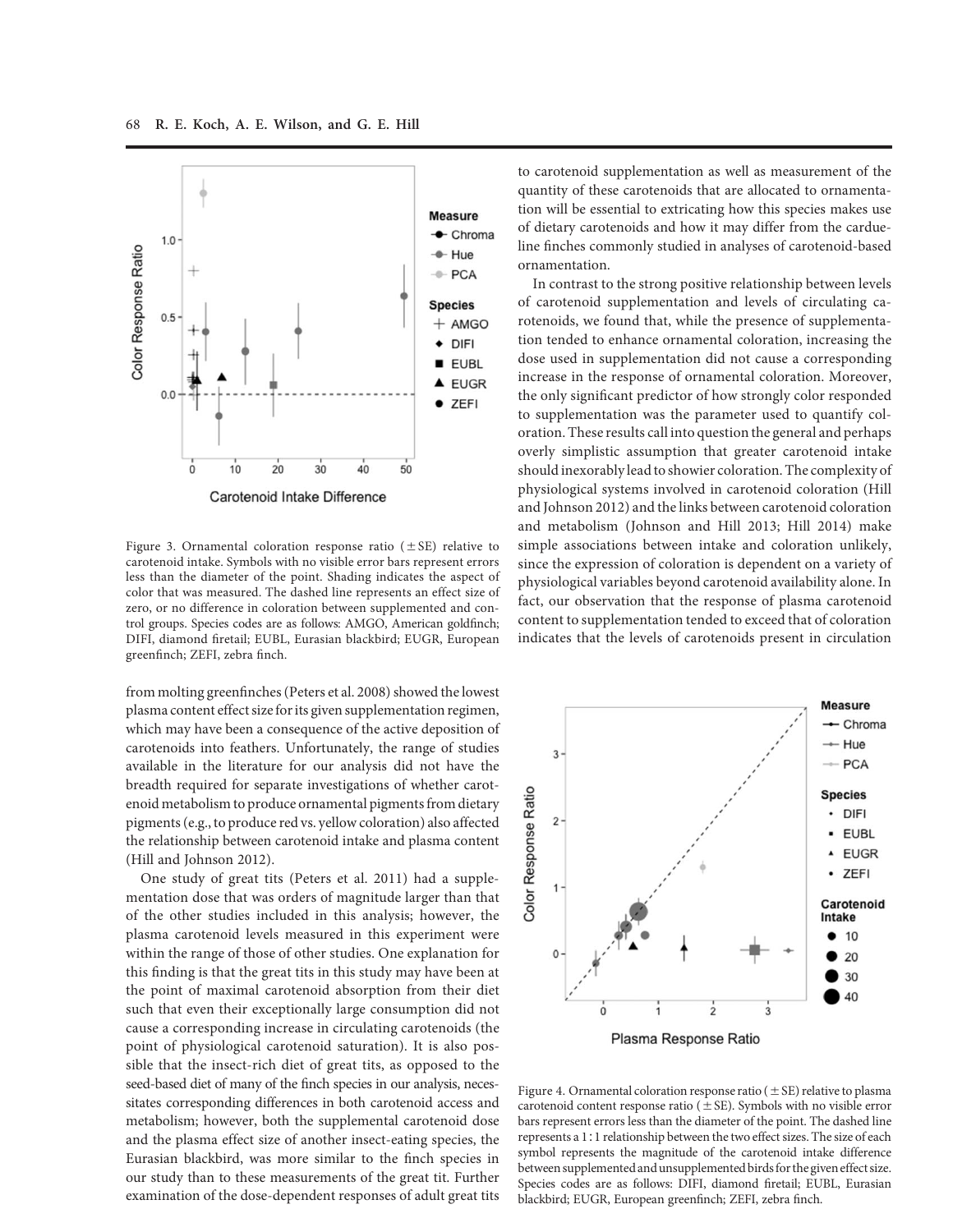Measure
Chroma
Hue
PCA
Species
AMGO
DIFI
EUBL
EUGR
ZEFI

Color Response Ratio
1.0
0.5
0.0
0
10
20
30
40
50
Carotenoid Intake Difference

Figure 3. Ornamental coloration response ratio (±SE) relative to carotenoid intake. Symbols with no visible error bars represent errors less than the diameter of the point. Shading indicates the aspect of color that was measured. The dashed line represents an effect size of zero, or no difference in coloration between supplemented and control groups. Species codes are as follows: AMGO, American goldfinch; DIFI, diamond firetail; EUBL, Eurasian blackbird; EUGR, European greenfinch; ZEFI, zebra finch.

from molting greenfinches (Peters et al. 2008) showed the lowest plasma content effect size for its given supplementation regimen, which may have been a consequence of the active deposition of carotenoids into feathers. Unfortunately, the range of studies available in the literature for our analysis did not have the breadth required for separate investigations of whether carotenoid metabolism to produce ornamental pigments from dietary pigments (e.g., to produce red vs. yellow coloration) also affected the relationship between carotenoid intake and plasma content (Hill and Johnson 2012).

One study of great tits (Peters et al. 2011) had a supplementation dose that was orders of magnitude larger than that of the other studies included in this analysis; however, the plasma carotenoid levels measured in this experiment were within the range of those of other studies. One explanation for this finding is that the great tits in this study may have been at the point of maximal carotenoid absorption from their diet such that even their exceptionally large consumption did not cause a corresponding increase in circulating carotenoids (the point of physiological carotenoid saturation). It is also possible that the insect-rich diet of great tits, as opposed to the seed-based diet of many of the finch species in our analysis, necessitates corresponding differences in both carotenoid access and metabolism; however, both the supplemental carotenoid dose and the plasma effect size of another insect-eating species, the Eurasian blackbird, was more similar to the finch species in our study than to these measurements of the great tit. Further examination of the dose-dependent responses of adult great tits to carotenoid supplementation as well as measurement of the quantity of these carotenoids that are allocated to ornamentation will be essential to extricating how this species makes use of dietary carotenoids and how it may differ from the cardueline finches commonly studied in analyses of carotenoid-based ornamentation.

In contrast to the strong positive relationship between levels of carotenoid supplementation and levels of circulating carotenoids, we found that, while the presence of supplementation tended to enhance ornamental coloration, increasing the dose used in supplementation did not cause a corresponding increase in the response of ornamental coloration. Moreover, the only significant predictor of how strongly color responded to supplementation was the parameter used to quantify coloration. These results call into question the general and perhaps overly simplistic assumption that greater carotenoid intake should inexorably lead to showier coloration. The complexity of physiological systems involved in carotenoid coloration (Hill and Johnson 2012) and the links between carotenoid coloration and metabolism (Johnson and Hill 2013; Hill 2014) make simple associations between intake and coloration unlikely, since the expression of coloration is dependent on a variety of physiological variables beyond carotenoid availability alone. In fact, our observation that the response of plasma carotenoid content to supplementation tended to exceed that of coloration indicates that the levels of carotenoids present in circulation

Measure
Chroma
Hue
PCA
Species
DIFI
EUBL
EUGR
ZEFI
Carotenoid Intake
10
20
30
40

Color Response Ratio
3
2
1
0
0
1
2
3
Plasma Response Ratio

Figure 4. Ornamental coloration response ratio (±SE) relative to plasma carotenoid content response ratio (±SE). Symbols with no visible error bars represent errors less than the diameter of the point. The dashed line represents a 1 : 1 relationship between the two effect sizes. The size of each symbol represents the magnitude of the carotenoid intake difference between supplemented and unsupplemented birds for the given effect size. Species codes are as follows: DIFI, diamond firetail; EUBL, Eurasian blackbird; EUGR, European greenfinch; ZEFI, zebra finch.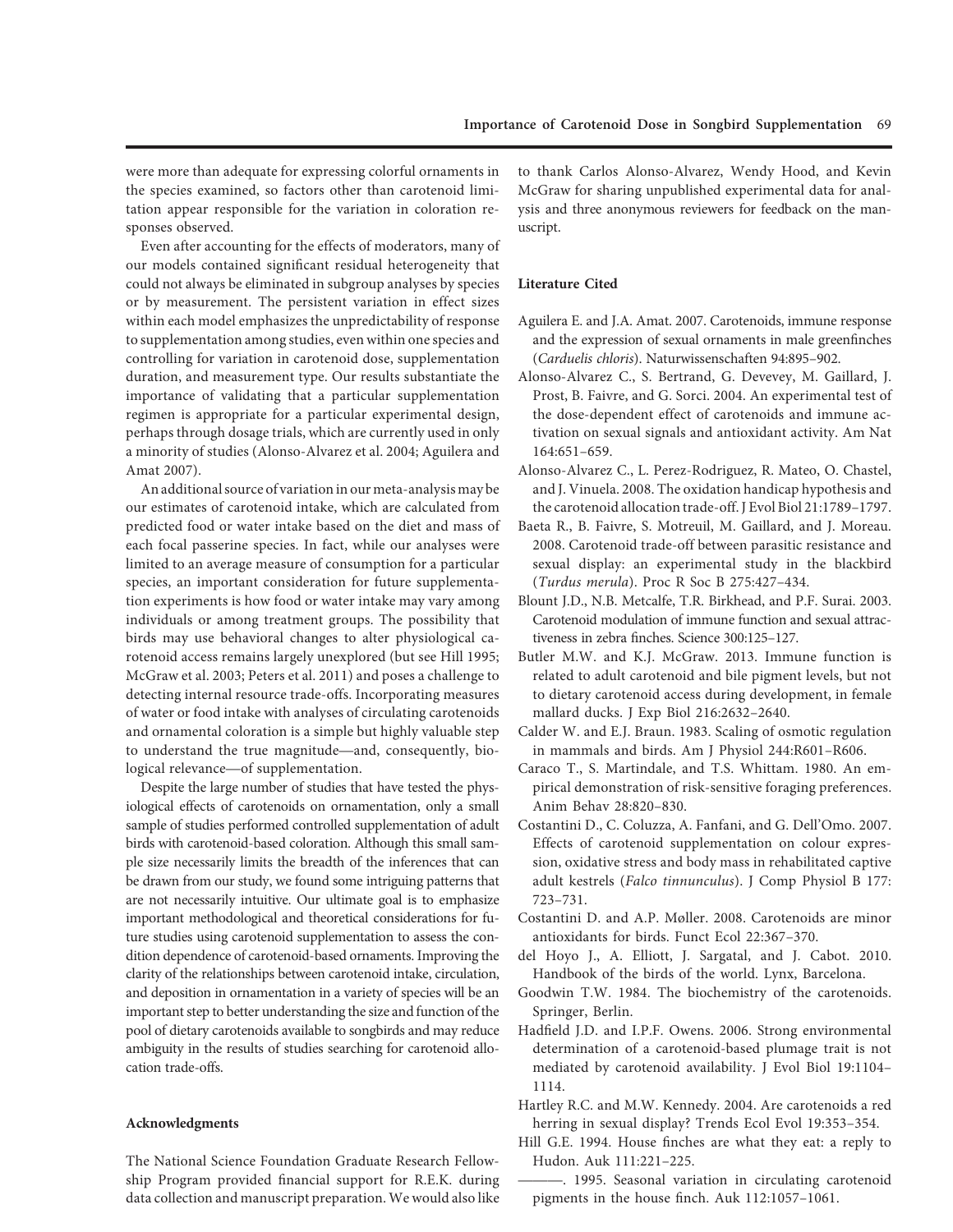were more than adequate for expressing colorful ornaments in the species examined, so factors other than carotenoid limitation appear responsible for the variation in coloration responses observed.

Even after accounting for the effects of moderators, many of our models contained significant residual heterogeneity that could not always be eliminated in subgroup analyses by species or by measurement. The persistent variation in effect sizes within each model emphasizes the unpredictability of response to supplementation among studies, even within one species and controlling for variation in carotenoid dose, supplementation duration, and measurement type. Our results substantiate the importance of validating that a particular supplementation regimen is appropriate for a particular experimental design, perhaps through dosage trials, which are currently used in only a minority of studies (Alonso-Alvarez et al. 2004; Aguilera and Amat 2007).

An additional source of variation in our meta-analysis may be our estimates of carotenoid intake, which are calculated from predicted food or water intake based on the diet and mass of each focal passerine species. In fact, while our analyses were limited to an average measure of consumption for a particular species, an important consideration for future supplementation experiments is how food or water intake may vary among individuals or among treatment groups. The possibility that birds may use behavioral changes to alter physiological carotenoid access remains largely unexplored (but see Hill 1995; McGraw et al. 2003; Peters et al. 2011) and poses a challenge to detecting internal resource trade-offs. Incorporating measures of water or food intake with analyses of circulating carotenoids and ornamental coloration is a simple but highly valuable step to understand the true magnitude—and, consequently, biological relevance—of supplementation.

Despite the large number of studies that have tested the physiological effects of carotenoids on ornamentation, only a small sample of studies performed controlled supplementation of adult birds with carotenoid-based coloration. Although this small sample size necessarily limits the breadth of the inferences that can be drawn from our study, we found some intriguing patterns that are not necessarily intuitive. Our ultimate goal is to emphasize important methodological and theoretical considerations for future studies using carotenoid supplementation to assess the condition dependence of carotenoid-based ornaments. Improving the clarity of the relationships between carotenoid intake, circulation, and deposition in ornamentation in a variety of species will be an important step to better understanding the size and function of the pool of dietary carotenoids available to songbirds and may reduce ambiguity in the results of studies searching for carotenoid allocation trade-offs.

### Acknowledgments

The National Science Foundation Graduate Research Fellowship Program provided financial support for R.E.K. during data collection and manuscript preparation. We would also like to thank Carlos Alonso-Alvarez, Wendy Hood, and Kevin McGraw for sharing unpublished experimental data for analysis and three anonymous reviewers for feedback on the manuscript.

### Literature Cited

Aguilera E. and J.A. Amat. 2007. Carotenoids, immune response and the expression of sexual ornaments in male greenfinches (*Carduelis chloris*). Naturwissenschaften 94:895–902.

Alonso-Alvarez C., S. Bertrand, G. Devevey, M. Gaillard, J. Prost, B. Faivre, and G. Sorci. 2004. An experimental test of the dose-dependent effect of carotenoids and immune activation on sexual signals and antioxidant activity. Am Nat 164:651–659.

Alonso-Alvarez C., L. Perez-Rodriguez, R. Mateo, O. Chastel, and J. Vinuela. 2008. The oxidation handicap hypothesis and the carotenoid allocation trade-off. J Evol Biol 21:1789–1797.

Baeta R., B. Faivre, S. Motreuil, M. Gaillard, and J. Moreau. 2008. Carotenoid trade-off between parasitic resistance and sexual display: an experimental study in the blackbird (*Turdus merula*). Proc R Soc B 275:427–434.

Blount J.D., N.B. Metcalfe, T.R. Birkhead, and P.F. Surai. 2003. Carotenoid modulation of immune function and sexual attractiveness in zebra finches. Science 300:125–127.

Butler M.W. and K.J. McGraw. 2013. Immune function is related to adult carotenoid and bile pigment levels, but not to dietary carotenoid access during development, in female mallard ducks. J Exp Biol 216:2632–2640.

Calder W. and E.J. Braun. 1983. Scaling of osmotic regulation in mammals and birds. Am J Physiol 244:R601–R606.

Caraco T., S. Martindale, and T.S. Whittam. 1980. An empirical demonstration of risk-sensitive foraging preferences. Anim Behav 28:820–830.

Costantini D., C. Coluzza, A. Fanfani, and G. Dell'Omo. 2007. Effects of carotenoid supplementation on colour expression, oxidative stress and body mass in rehabilitated captive adult kestrels (*Falco tinnunculus*). J Comp Physiol B 177: 723–731.

Costantini D. and A.P. Møller. 2008. Carotenoids are minor antioxidants for birds. Funct Ecol 22:367–370.

del Hoyo J., A. Elliott, J. Sargatal, and J. Cabot. 2010. Handbook of the birds of the world. Lynx, Barcelona.

Goodwin T.W. 1984. The biochemistry of the carotenoids. Springer, Berlin.

Hadfield J.D. and I.P.F. Owens. 2006. Strong environmental determination of a carotenoid-based plumage trait is not mediated by carotenoid availability. J Evol Biol 19:1104–1114.

Hartley R.C. and M.W. Kennedy. 2004. Are carotenoids a red herring in sexual display? Trends Ecol Evol 19:353–354.

Hill G.E. 1994. House finches are what they eat: a reply to Hudon. Auk 111:221–225.

———. 1995. Seasonal variation in circulating carotenoid pigments in the house finch. Auk 112:1057–1061.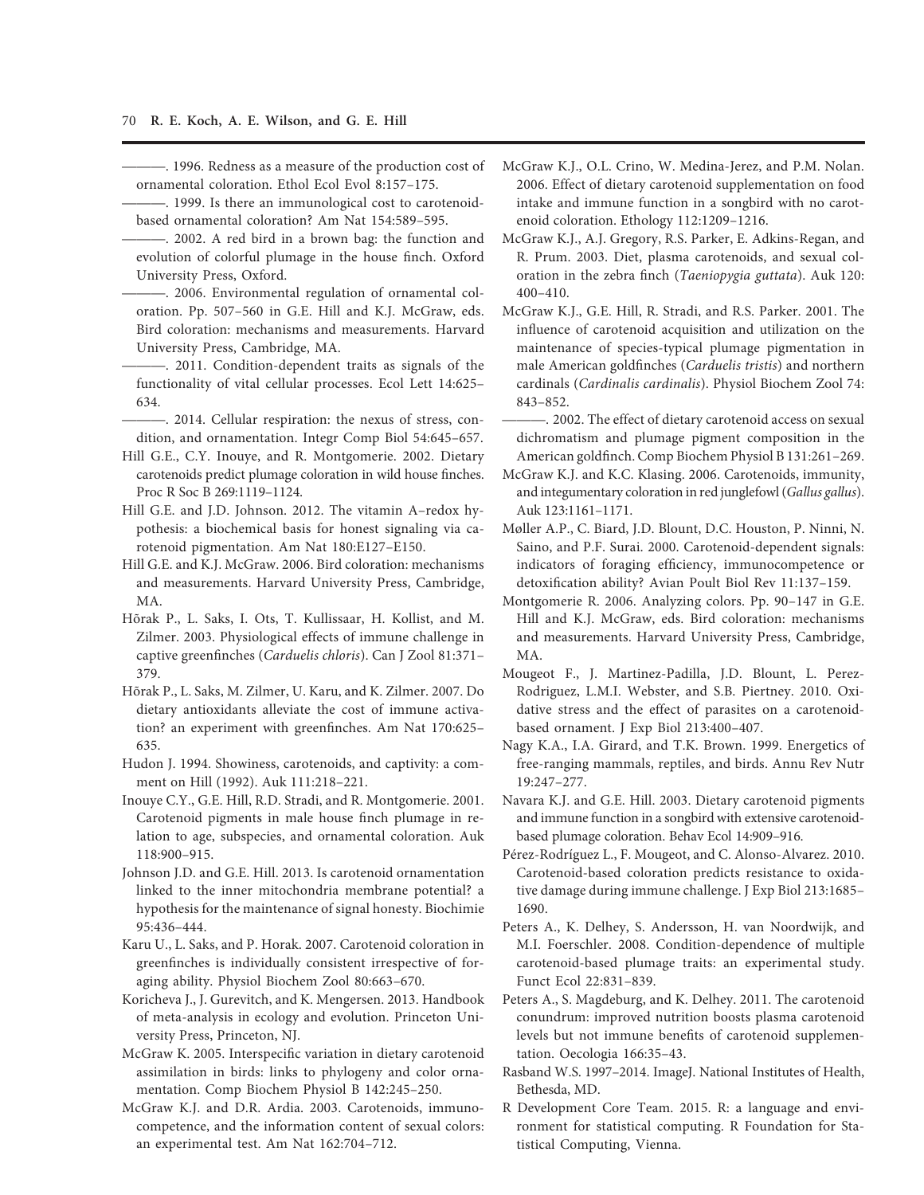———. 1996. Redness as a measure of the production cost of ornamental coloration. Ethol Ecol Evol 8:157–175.

———. 1999. Is there an immunological cost to carotenoid-based ornamental coloration? Am Nat 154:589–595.

———. 2002. A red bird in a brown bag: the function and evolution of colorful plumage in the house finch. Oxford University Press, Oxford.

———. 2006. Environmental regulation of ornamental coloration. Pp. 507–560 in G.E. Hill and K.J. McGraw, eds. Bird coloration: mechanisms and measurements. Harvard University Press, Cambridge, MA.

———. 2011. Condition-dependent traits as signals of the functionality of vital cellular processes. Ecol Lett 14:625–634.

———. 2014. Cellular respiration: the nexus of stress, condition, and ornamentation. Integr Comp Biol 54:645–657.

Hill G.E., C.Y. Inouye, and R. Montgomerie. 2002. Dietary carotenoids predict plumage coloration in wild house finches. Proc R Soc B 269:1119–1124.

Hill G.E. and J.D. Johnson. 2012. The vitamin A–redox hypothesis: a biochemical basis for honest signaling via carotenoid pigmentation. Am Nat 180:E127–E150.

Hill G.E. and K.J. McGraw. 2006. Bird coloration: mechanisms and measurements. Harvard University Press, Cambridge, MA.

Hõrak P., L. Saks, I. Ots, T. Kullissaar, H. Kollist, and M. Zilmer. 2003. Physiological effects of immune challenge in captive greenfinches (*Carduelis chloris*). Can J Zool 81:371–379.

Hõrak P., L. Saks, M. Zilmer, U. Karu, and K. Zilmer. 2007. Do dietary antioxidants alleviate the cost of immune activation? an experiment with greenfinches. Am Nat 170:625–635.

Hudon J. 1994. Showiness, carotenoids, and captivity: a comment on Hill (1992). Auk 111:218–221.

Inouye C.Y., G.E. Hill, R.D. Stradi, and R. Montgomerie. 2001. Carotenoid pigments in male house finch plumage in relation to age, subspecies, and ornamental coloration. Auk 118:900–915.

Johnson J.D. and G.E. Hill. 2013. Is carotenoid ornamentation linked to the inner mitochondria membrane potential? a hypothesis for the maintenance of signal honesty. Biochimie 95:436–444.

Karu U., L. Saks, and P. Horak. 2007. Carotenoid coloration in greenfinches is individually consistent irrespective of foraging ability. Physiol Biochem Zool 80:663–670.

Koricheva J., J. Gurevitch, and K. Mengersen. 2013. Handbook of meta-analysis in ecology and evolution. Princeton University Press, Princeton, NJ.

McGraw K. 2005. Interspecific variation in dietary carotenoid assimilation in birds: links to phylogeny and color ornamentation. Comp Biochem Physiol B 142:245–250.

McGraw K.J. and D.R. Ardia. 2003. Carotenoids, immunocompetence, and the information content of sexual colors: an experimental test. Am Nat 162:704–712.

McGraw K.J., O.L. Crino, W. Medina-Jerez, and P.M. Nolan. 2006. Effect of dietary carotenoid supplementation on food intake and immune function in a songbird with no carotenoid coloration. Ethology 112:1209–1216.

McGraw K.J., A.J. Gregory, R.S. Parker, E. Adkins-Regan, and R. Prum. 2003. Diet, plasma carotenoids, and sexual coloration in the zebra finch (*Taeniopygia guttata*). Auk 120: 400–410.

McGraw K.J., G.E. Hill, R. Stradi, and R.S. Parker. 2001. The influence of carotenoid acquisition and utilization on the maintenance of species-typical plumage pigmentation in male American goldfinches (*Carduelis tristis*) and northern cardinals (*Cardinalis cardinalis*). Physiol Biochem Zool 74: 843–852.

———. 2002. The effect of dietary carotenoid access on sexual dichromatism and plumage pigment composition in the American goldfinch. Comp Biochem Physiol B 131:261–269.

McGraw K.J. and K.C. Klasing. 2006. Carotenoids, immunity, and integumentary coloration in red junglefowl (*Gallus gallus*). Auk 123:1161–1171.

Møller A.P., C. Biard, J.D. Blount, D.C. Houston, P. Ninni, N. Saino, and P.F. Surai. 2000. Carotenoid-dependent signals: indicators of foraging efficiency, immunocompetence or detoxification ability? Avian Poult Biol Rev 11:137–159.

Montgomerie R. 2006. Analyzing colors. Pp. 90–147 in G.E. Hill and K.J. McGraw, eds. Bird coloration: mechanisms and measurements. Harvard University Press, Cambridge, MA.

Mougeot F., J. Martinez-Padilla, J.D. Blount, L. Perez-Rodriguez, L.M.I. Webster, and S.B. Piertney. 2010. Oxidative stress and the effect of parasites on a carotenoid-based ornament. J Exp Biol 213:400–407.

Nagy K.A., I.A. Girard, and T.K. Brown. 1999. Energetics of free-ranging mammals, reptiles, and birds. Annu Rev Nutr 19:247–277.

Navara K.J. and G.E. Hill. 2003. Dietary carotenoid pigments and immune function in a songbird with extensive carotenoid-based plumage coloration. Behav Ecol 14:909–916.

Pérez-Rodríguez L., F. Mougeot, and C. Alonso-Alvarez. 2010. Carotenoid-based coloration predicts resistance to oxidative damage during immune challenge. J Exp Biol 213:1685–1690.

Peters A., K. Delhey, S. Andersson, H. van Noordwijk, and M.I. Foerschler. 2008. Condition-dependence of multiple carotenoid-based plumage traits: an experimental study. Funct Ecol 22:831–839.

Peters A., S. Magdeburg, and K. Delhey. 2011. The carotenoid conundrum: improved nutrition boosts plasma carotenoid levels but not immune benefits of carotenoid supplementation. Oecologia 166:35–43.

Rasband W.S. 1997–2014. ImageJ. National Institutes of Health, Bethesda, MD.

R Development Core Team. 2015. R: a language and environment for statistical computing. R Foundation for Statistical Computing, Vienna.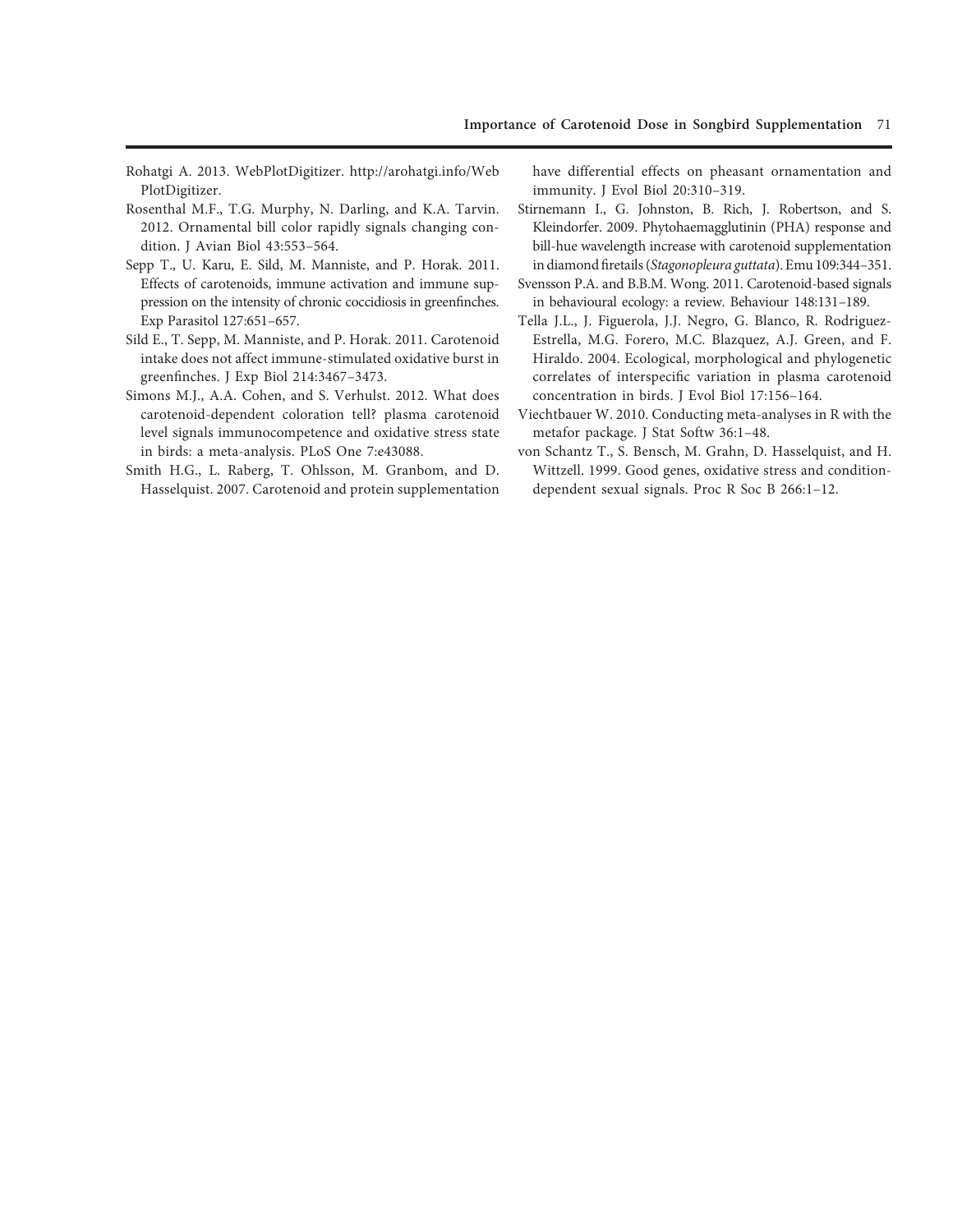Rohatgi A. 2013. WebPlotDigitizer. http://arohatgi.info/WebPlotDigitizer.

Rosenthal M.F., T.G. Murphy, N. Darling, and K.A. Tarvin. 2012. Ornamental bill color rapidly signals changing condition. J Avian Biol 43:553–564.

Sepp T., U. Karu, E. Sild, M. Manniste, and P. Horak. 2011. Effects of carotenoids, immune activation and immune suppression on the intensity of chronic coccidiosis in greenfinches. Exp Parasitol 127:651–657.

Sild E., T. Sepp, M. Manniste, and P. Horak. 2011. Carotenoid intake does not affect immune-stimulated oxidative burst in greenfinches. J Exp Biol 214:3467–3473.

Simons M.J., A.A. Cohen, and S. Verhulst. 2012. What does carotenoid-dependent coloration tell? plasma carotenoid level signals immunocompetence and oxidative stress state in birds: a meta-analysis. PLoS One 7:e43088.

Smith H.G., L. Raberg, T. Ohlsson, M. Granbom, and D. Hasselquist. 2007. Carotenoid and protein supplementation have differential effects on pheasant ornamentation and immunity. J Evol Biol 20:310–319.

Stirnemann I., G. Johnston, B. Rich, J. Robertson, and S. Kleindorfer. 2009. Phytohaemagglutinin (PHA) response and bill-hue wavelength increase with carotenoid supplementation in diamond firetails (*Stagonopleura guttata*). Emu 109:344–351.

Svensson P.A. and B.B.M. Wong. 2011. Carotenoid-based signals in behavioural ecology: a review. Behaviour 148:131–189.

Tella J.L., J. Figuerola, J.J. Negro, G. Blanco, R. Rodriguez-Estrella, M.G. Forero, M.C. Blazquez, A.J. Green, and F. Hiraldo. 2004. Ecological, morphological and phylogenetic correlates of interspecific variation in plasma carotenoid concentration in birds. J Evol Biol 17:156–164.

Viechtbauer W. 2010. Conducting meta-analyses in R with the metafor package. J Stat Softw 36:1–48.

von Schantz T., S. Bensch, M. Grahn, D. Hasselquist, and H. Wittzell. 1999. Good genes, oxidative stress and condition-dependent sexual signals. Proc R Soc B 266:1–12.